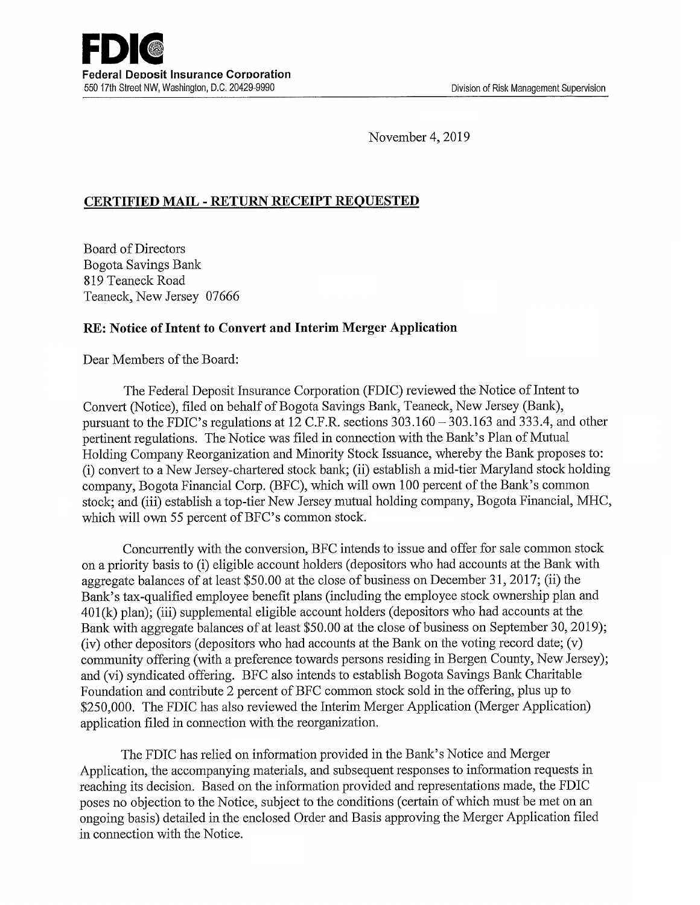**FDIC**
**Federal Deposit Insurance Corporation**
550 17th Street NW, Washington, D.C. 20429-9990

Division of Risk Management Supervision

November 4, 2019

**CERTIFIED MAIL - RETURN RECEIPT REQUESTED**

Board of Directors
Bogota Savings Bank
819 Teaneck Road
Teaneck, New Jersey 07666

**RE: Notice of Intent to Convert and Interim Merger Application**

Dear Members of the Board:

The Federal Deposit Insurance Corporation (FDIC) reviewed the Notice of Intent to Convert (Notice), filed on behalf of Bogota Savings Bank, Teaneck, New Jersey (Bank), pursuant to the FDIC's regulations at 12 C.F.R. sections 303.160 – 303.163 and 333.4, and other pertinent regulations. The Notice was filed in connection with the Bank's Plan of Mutual Holding Company Reorganization and Minority Stock Issuance, whereby the Bank proposes to: (i) convert to a New Jersey-chartered stock bank; (ii) establish a mid-tier Maryland stock holding company, Bogota Financial Corp. (BFC), which will own 100 percent of the Bank's common stock; and (iii) establish a top-tier New Jersey mutual holding company, Bogota Financial, MHC, which will own 55 percent of BFC's common stock.

Concurrently with the conversion, BFC intends to issue and offer for sale common stock on a priority basis to (i) eligible account holders (depositors who had accounts at the Bank with aggregate balances of at least $50.00 at the close of business on December 31, 2017; (ii) the Bank's tax-qualified employee benefit plans (including the employee stock ownership plan and 401(k) plan); (iii) supplemental eligible account holders (depositors who had accounts at the Bank with aggregate balances of at least $50.00 at the close of business on September 30, 2019); (iv) other depositors (depositors who had accounts at the Bank on the voting record date; (v) community offering (with a preference towards persons residing in Bergen County, New Jersey); and (vi) syndicated offering. BFC also intends to establish Bogota Savings Bank Charitable Foundation and contribute 2 percent of BFC common stock sold in the offering, plus up to $250,000. The FDIC has also reviewed the Interim Merger Application (Merger Application) application filed in connection with the reorganization.

The FDIC has relied on information provided in the Bank's Notice and Merger Application, the accompanying materials, and subsequent responses to information requests in reaching its decision. Based on the information provided and representations made, the FDIC poses no objection to the Notice, subject to the conditions (certain of which must be met on an ongoing basis) detailed in the enclosed Order and Basis approving the Merger Application filed in connection with the Notice.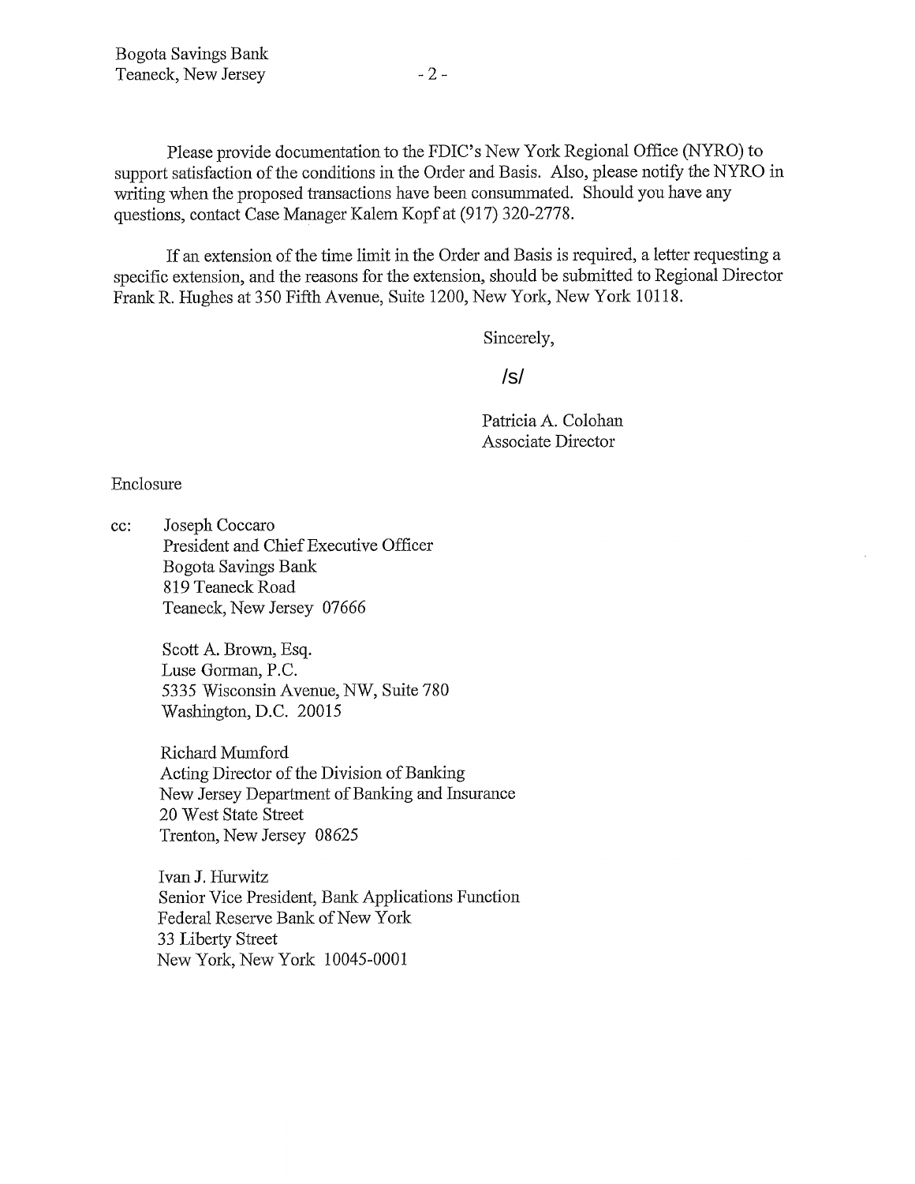Please provide documentation to the FDIC's New York Regional Office (NYRO) to support satisfaction of the conditions in the Order and Basis. Also, please notify the NYRO in writing when the proposed transactions have been consummated. Should you have any questions, contact Case Manager Kalem Kopf at (917) 320-2778.

If an extension of the time limit in the Order and Basis is required, a letter requesting a specific extension, and the reasons for the extension, should be submitted to Regional Director Frank R. Hughes at 350 Fifth Avenue, Suite 1200, New York, New York 10118.

Sincerely,

/s/

Patricia A. Colohan
Associate Director

Enclosure

cc: Joseph Coccaro
President and Chief Executive Officer
Bogota Savings Bank
819 Teaneck Road
Teaneck, New Jersey 07666

Scott A. Brown, Esq.
Luse Gorman, P.C.
5335 Wisconsin Avenue, NW, Suite 780
Washington, D.C. 20015

Richard Mumford
Acting Director of the Division of Banking
New Jersey Department of Banking and Insurance
20 West State Street
Trenton, New Jersey 08625

Ivan J. Hurwitz
Senior Vice President, Bank Applications Function
Federal Reserve Bank of New York
33 Liberty Street
New York, New York 10045-0001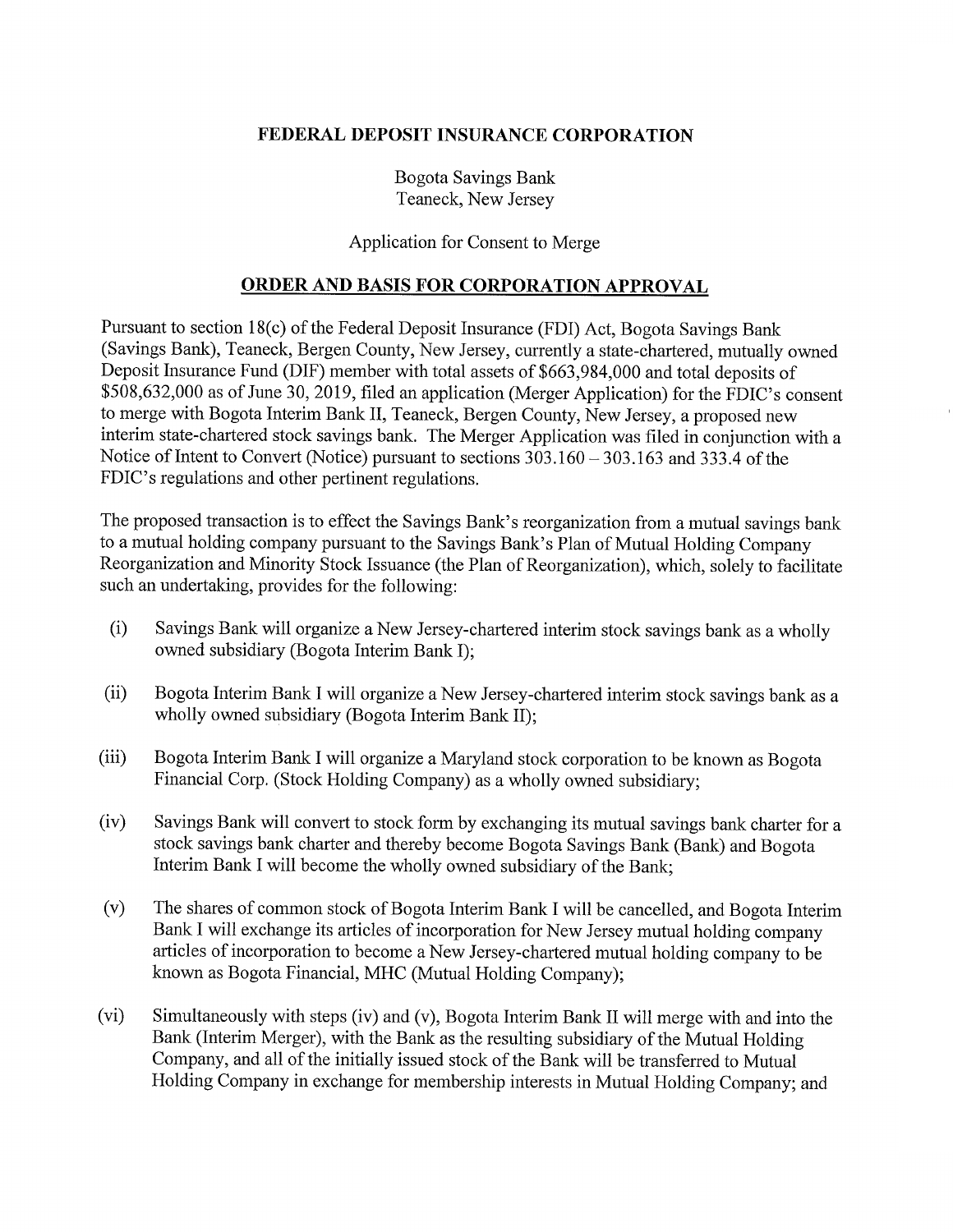**FEDERAL DEPOSIT INSURANCE CORPORATION**

Bogota Savings Bank
Teaneck, New Jersey

Application for Consent to Merge

## ORDER AND BASIS FOR CORPORATION APPROVAL

Pursuant to section 18(c) of the Federal Deposit Insurance (FDI) Act, Bogota Savings Bank (Savings Bank), Teaneck, Bergen County, New Jersey, currently a state-chartered, mutually owned Deposit Insurance Fund (DIF) member with total assets of \$663,984,000 and total deposits of \$508,632,000 as of June 30, 2019, filed an application (Merger Application) for the FDIC's consent to merge with Bogota Interim Bank II, Teaneck, Bergen County, New Jersey, a proposed new interim state-chartered stock savings bank. The Merger Application was filed in conjunction with a Notice of Intent to Convert (Notice) pursuant to sections 303.160 – 303.163 and 333.4 of the FDIC's regulations and other pertinent regulations.

The proposed transaction is to effect the Savings Bank's reorganization from a mutual savings bank to a mutual holding company pursuant to the Savings Bank's Plan of Mutual Holding Company Reorganization and Minority Stock Issuance (the Plan of Reorganization), which, solely to facilitate such an undertaking, provides for the following:

(i) Savings Bank will organize a New Jersey-chartered interim stock savings bank as a wholly owned subsidiary (Bogota Interim Bank I);

(ii) Bogota Interim Bank I will organize a New Jersey-chartered interim stock savings bank as a wholly owned subsidiary (Bogota Interim Bank II);

(iii) Bogota Interim Bank I will organize a Maryland stock corporation to be known as Bogota Financial Corp. (Stock Holding Company) as a wholly owned subsidiary;

(iv) Savings Bank will convert to stock form by exchanging its mutual savings bank charter for a stock savings bank charter and thereby become Bogota Savings Bank (Bank) and Bogota Interim Bank I will become the wholly owned subsidiary of the Bank;

(v) The shares of common stock of Bogota Interim Bank I will be cancelled, and Bogota Interim Bank I will exchange its articles of incorporation for New Jersey mutual holding company articles of incorporation to become a New Jersey-chartered mutual holding company to be known as Bogota Financial, MHC (Mutual Holding Company);

(vi) Simultaneously with steps (iv) and (v), Bogota Interim Bank II will merge with and into the Bank (Interim Merger), with the Bank as the resulting subsidiary of the Mutual Holding Company, and all of the initially issued stock of the Bank will be transferred to Mutual Holding Company in exchange for membership interests in Mutual Holding Company; and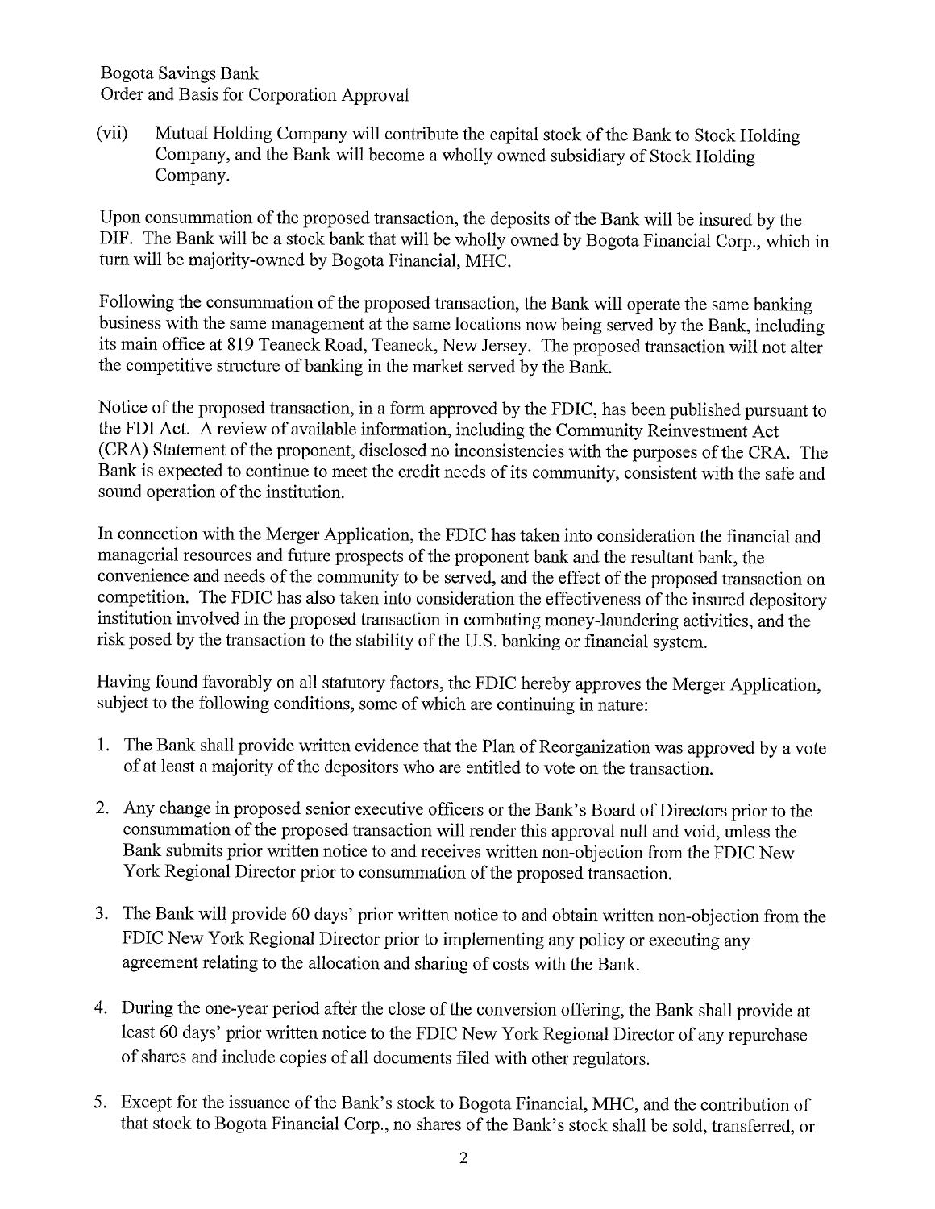(vii) Mutual Holding Company will contribute the capital stock of the Bank to Stock Holding Company, and the Bank will become a wholly owned subsidiary of Stock Holding Company.

Upon consummation of the proposed transaction, the deposits of the Bank will be insured by the DIF. The Bank will be a stock bank that will be wholly owned by Bogota Financial Corp., which in turn will be majority-owned by Bogota Financial, MHC.

Following the consummation of the proposed transaction, the Bank will operate the same banking business with the same management at the same locations now being served by the Bank, including its main office at 819 Teaneck Road, Teaneck, New Jersey. The proposed transaction will not alter the competitive structure of banking in the market served by the Bank.

Notice of the proposed transaction, in a form approved by the FDIC, has been published pursuant to the FDI Act. A review of available information, including the Community Reinvestment Act (CRA) Statement of the proponent, disclosed no inconsistencies with the purposes of the CRA. The Bank is expected to continue to meet the credit needs of its community, consistent with the safe and sound operation of the institution.

In connection with the Merger Application, the FDIC has taken into consideration the financial and managerial resources and future prospects of the proponent bank and the resultant bank, the convenience and needs of the community to be served, and the effect of the proposed transaction on competition. The FDIC has also taken into consideration the effectiveness of the insured depository institution involved in the proposed transaction in combating money-laundering activities, and the risk posed by the transaction to the stability of the U.S. banking or financial system.

Having found favorably on all statutory factors, the FDIC hereby approves the Merger Application, subject to the following conditions, some of which are continuing in nature:

1. The Bank shall provide written evidence that the Plan of Reorganization was approved by a vote of at least a majority of the depositors who are entitled to vote on the transaction.

2. Any change in proposed senior executive officers or the Bank's Board of Directors prior to the consummation of the proposed transaction will render this approval null and void, unless the Bank submits prior written notice to and receives written non-objection from the FDIC New York Regional Director prior to consummation of the proposed transaction.

3. The Bank will provide 60 days' prior written notice to and obtain written non-objection from the FDIC New York Regional Director prior to implementing any policy or executing any agreement relating to the allocation and sharing of costs with the Bank.

4. During the one-year period after the close of the conversion offering, the Bank shall provide at least 60 days' prior written notice to the FDIC New York Regional Director of any repurchase of shares and include copies of all documents filed with other regulators.

5. Except for the issuance of the Bank's stock to Bogota Financial, MHC, and the contribution of that stock to Bogota Financial Corp., no shares of the Bank's stock shall be sold, transferred, or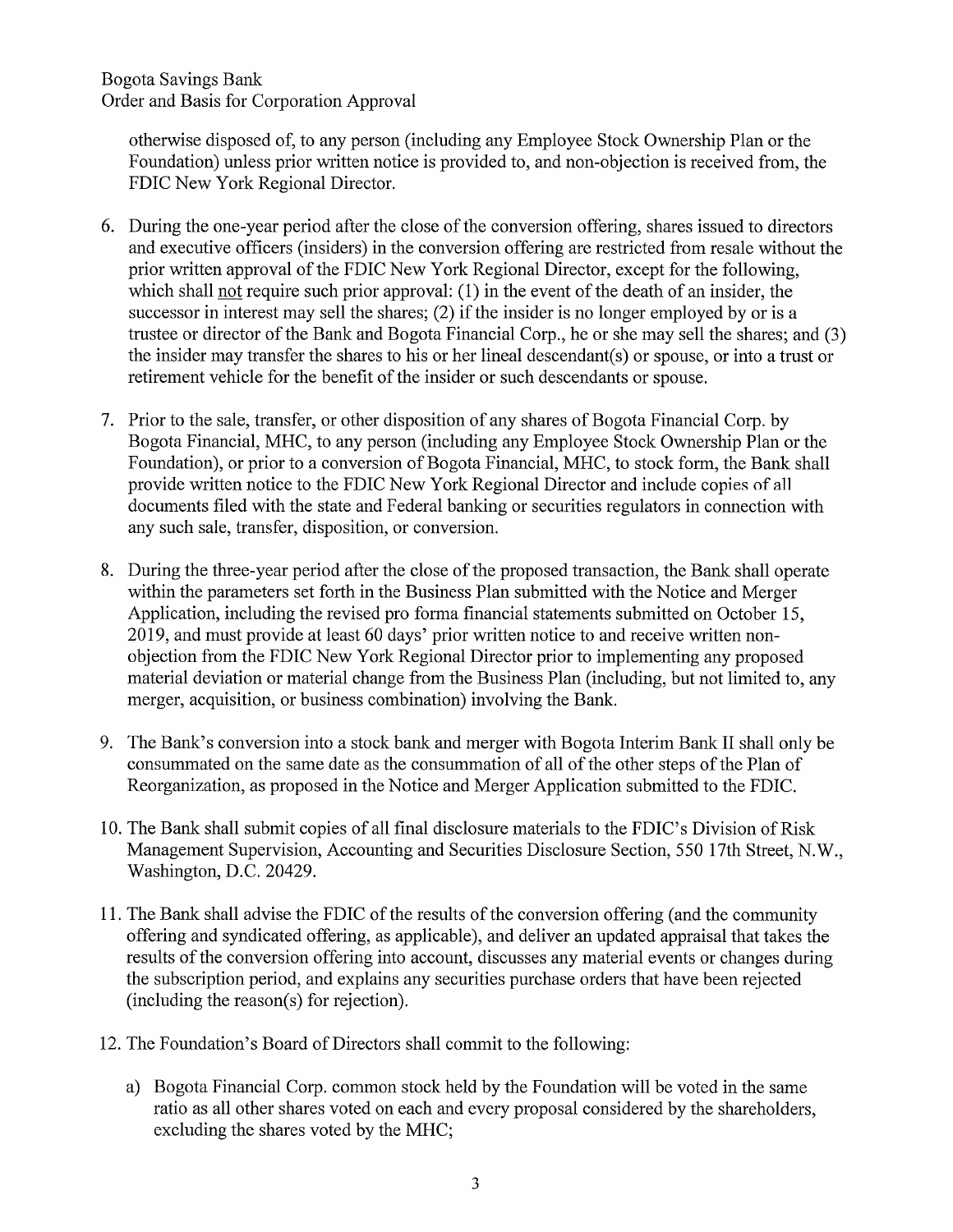otherwise disposed of, to any person (including any Employee Stock Ownership Plan or the Foundation) unless prior written notice is provided to, and non-objection is received from, the FDIC New York Regional Director.

6. During the one-year period after the close of the conversion offering, shares issued to directors and executive officers (insiders) in the conversion offering are restricted from resale without the prior written approval of the FDIC New York Regional Director, except for the following, which shall not require such prior approval: (1) in the event of the death of an insider, the successor in interest may sell the shares; (2) if the insider is no longer employed by or is a trustee or director of the Bank and Bogota Financial Corp., he or she may sell the shares; and (3) the insider may transfer the shares to his or her lineal descendant(s) or spouse, or into a trust or retirement vehicle for the benefit of the insider or such descendants or spouse.

7. Prior to the sale, transfer, or other disposition of any shares of Bogota Financial Corp. by Bogota Financial, MHC, to any person (including any Employee Stock Ownership Plan or the Foundation), or prior to a conversion of Bogota Financial, MHC, to stock form, the Bank shall provide written notice to the FDIC New York Regional Director and include copies of all documents filed with the state and Federal banking or securities regulators in connection with any such sale, transfer, disposition, or conversion.

8. During the three-year period after the close of the proposed transaction, the Bank shall operate within the parameters set forth in the Business Plan submitted with the Notice and Merger Application, including the revised pro forma financial statements submitted on October 15, 2019, and must provide at least 60 days' prior written notice to and receive written non-objection from the FDIC New York Regional Director prior to implementing any proposed material deviation or material change from the Business Plan (including, but not limited to, any merger, acquisition, or business combination) involving the Bank.

9. The Bank's conversion into a stock bank and merger with Bogota Interim Bank II shall only be consummated on the same date as the consummation of all of the other steps of the Plan of Reorganization, as proposed in the Notice and Merger Application submitted to the FDIC.

10. The Bank shall submit copies of all final disclosure materials to the FDIC's Division of Risk Management Supervision, Accounting and Securities Disclosure Section, 550 17th Street, N.W., Washington, D.C. 20429.

11. The Bank shall advise the FDIC of the results of the conversion offering (and the community offering and syndicated offering, as applicable), and deliver an updated appraisal that takes the results of the conversion offering into account, discusses any material events or changes during the subscription period, and explains any securities purchase orders that have been rejected (including the reason(s) for rejection).

12. The Foundation's Board of Directors shall commit to the following:

    a) Bogota Financial Corp. common stock held by the Foundation will be voted in the same ratio as all other shares voted on each and every proposal considered by the shareholders, excluding the shares voted by the MHC;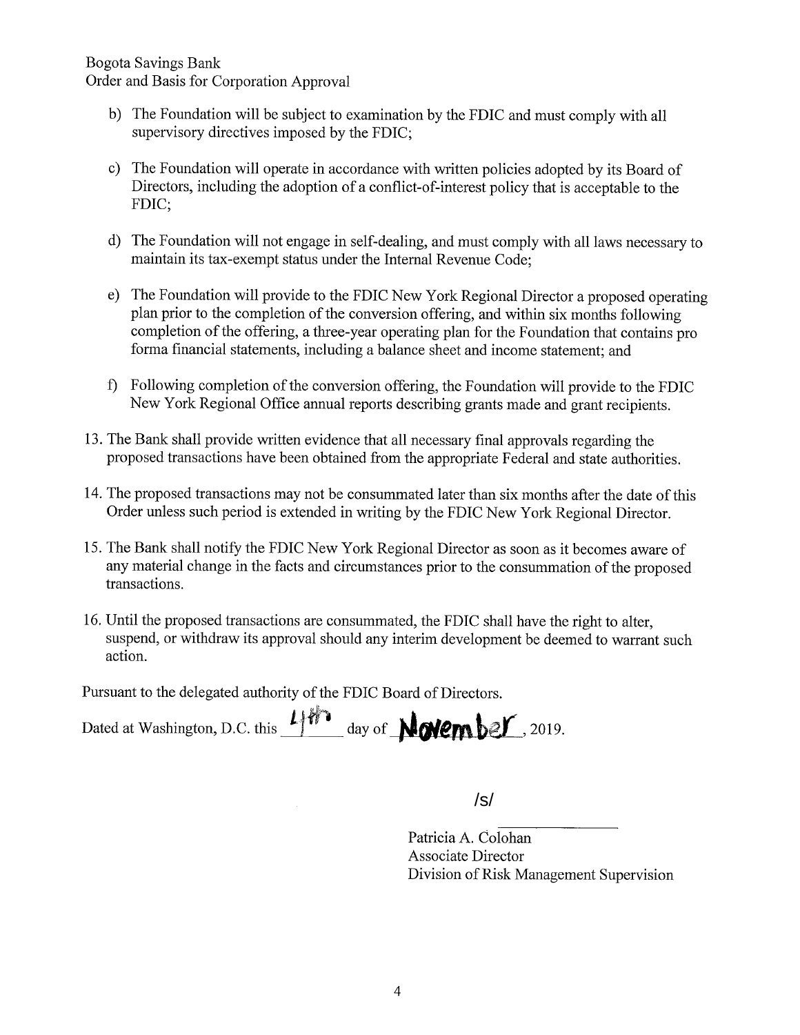Bogota Savings Bank
Order and Basis for Corporation Approval

b) The Foundation will be subject to examination by the FDIC and must comply with all supervisory directives imposed by the FDIC;

c) The Foundation will operate in accordance with written policies adopted by its Board of Directors, including the adoption of a conflict-of-interest policy that is acceptable to the FDIC;

d) The Foundation will not engage in self-dealing, and must comply with all laws necessary to maintain its tax-exempt status under the Internal Revenue Code;

e) The Foundation will provide to the FDIC New York Regional Director a proposed operating plan prior to the completion of the conversion offering, and within six months following completion of the offering, a three-year operating plan for the Foundation that contains pro forma financial statements, including a balance sheet and income statement; and

f) Following completion of the conversion offering, the Foundation will provide to the FDIC New York Regional Office annual reports describing grants made and grant recipients.

13. The Bank shall provide written evidence that all necessary final approvals regarding the proposed transactions have been obtained from the appropriate Federal and state authorities.

14. The proposed transactions may not be consummated later than six months after the date of this Order unless such period is extended in writing by the FDIC New York Regional Director.

15. The Bank shall notify the FDIC New York Regional Director as soon as it becomes aware of any material change in the facts and circumstances prior to the consummation of the proposed transactions.

16. Until the proposed transactions are consummated, the FDIC shall have the right to alter, suspend, or withdraw its approval should any interim development be deemed to warrant such action.

Pursuant to the delegated authority of the FDIC Board of Directors.

Dated at Washington, D.C. this 4th day of November, 2019.

/s/

Patricia A. Colohan
Associate Director
Division of Risk Management Supervision